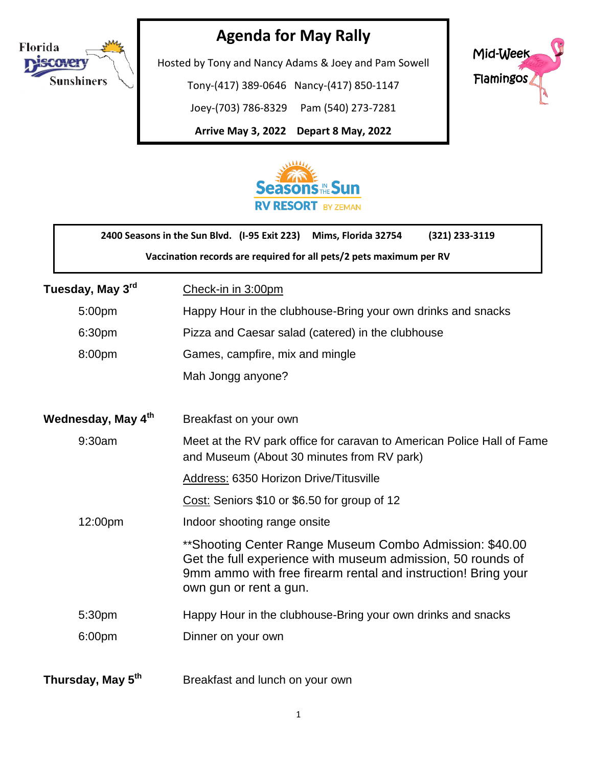Florida Discovery Sunshiners

# Agenda for May Rally

Hosted by Tony and Nancy Adams & Joey and Pam Sowell

Tony-(417) 389-0646   Nancy-(417) 850-1147

Joey-(703) 786-8329   Pam (540) 273-7281

**Arrive May 3, 2022   Depart 8 May, 2022**

Mid-Week Flamingos

Seasons in the Sun RV RESORT BY ZEMAN

**2400 Seasons in the Sun Blvd.   (I-95 Exit 223)   Mims, Florida 32754   (321) 233-3119**

**Vaccination records are required for all pets/2 pets maximum per RV**

**Tuesday, May 3rd**

Check-in in 3:00pm

- 5:00pm — Happy Hour in the clubhouse-Bring your own drinks and snacks
- 6:30pm — Pizza and Caesar salad (catered) in the clubhouse
- 8:00pm — Games, campfire, mix and mingle

  Mah Jongg anyone?

**Wednesday, May 4th**

Breakfast on your own

- 9:30am — Meet at the RV park office for caravan to American Police Hall of Fame and Museum (About 30 minutes from RV park)

  Address: 6350 Horizon Drive/Titusville

  Cost: Seniors $10 or $6.50 for group of 12
- 12:00pm — Indoor shooting range onsite

  **Shooting Center Range Museum Combo Admission: $40.00 Get the full experience with museum admission, 50 rounds of 9mm ammo with free firearm rental and instruction! Bring your own gun or rent a gun.
- 5:30pm — Happy Hour in the clubhouse-Bring your own drinks and snacks
- 6:00pm — Dinner on your own

**Thursday, May 5th**

Breakfast and lunch on your own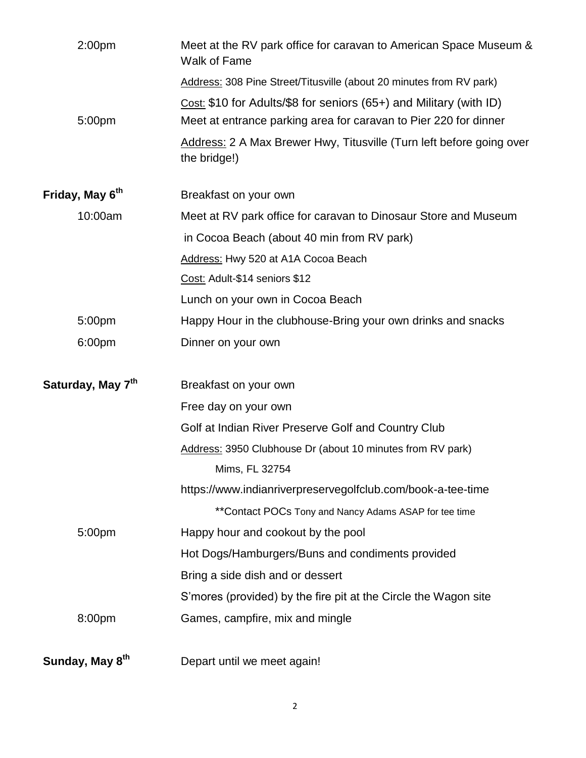2:00pm — Meet at the RV park office for caravan to American Space Museum & Walk of Fame

Address: 308 Pine Street/Titusville (about 20 minutes from RV park)

Cost: $10 for Adults/$8 for seniors (65+) and Military (with ID)

5:00pm — Meet at entrance parking area for caravan to Pier 220 for dinner

Address: 2 A Max Brewer Hwy, Titusville (Turn left before going over the bridge!)

**Friday, May 6th** — Breakfast on your own

10:00am — Meet at RV park office for caravan to Dinosaur Store and Museum in Cocoa Beach (about 40 min from RV park)

Address: Hwy 520 at A1A Cocoa Beach

Cost: Adult-$14 seniors $12

Lunch on your own in Cocoa Beach

5:00pm — Happy Hour in the clubhouse-Bring your own drinks and snacks

6:00pm — Dinner on your own

**Saturday, May 7th** — Breakfast on your own

Free day on your own

Golf at Indian River Preserve Golf and Country Club

Address: 3950 Clubhouse Dr (about 10 minutes from RV park)
Mims, FL 32754

https://www.indianriverpreservegolfclub.com/book-a-tee-time

**Contact POCs Tony and Nancy Adams ASAP for tee time

5:00pm — Happy hour and cookout by the pool

Hot Dogs/Hamburgers/Buns and condiments provided

Bring a side dish and or dessert

S'mores (provided) by the fire pit at the Circle the Wagon site

8:00pm — Games, campfire, mix and mingle

**Sunday, May 8th** — Depart until we meet again!